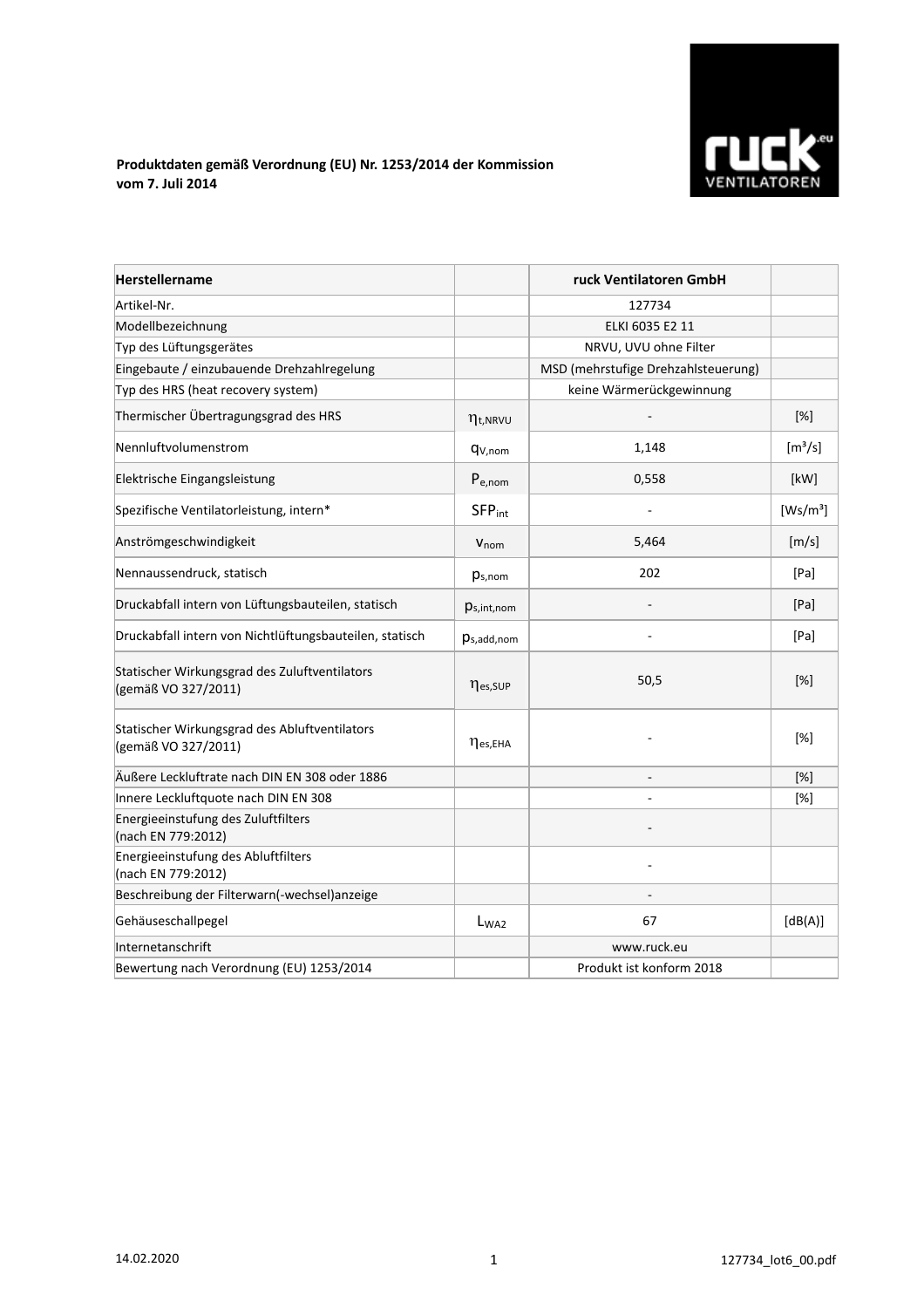**Produktdaten gemäß Verordnung (EU) Nr. 1253/2014 der Kommission vom 7. Juli 2014**

| Herstellername | | ruck Ventilatoren GmbH | |
|---|---|---|---|
| Artikel-Nr. | | 127734 | |
| Modellbezeichnung | | ELKI 6035 E2 11 | |
| Typ des Lüftungsgerätes | | NRVU, UVU ohne Filter | |
| Eingebaute / einzubauende Drehzahlregelung | | MSD (mehrstufige Drehzahlsteuerung) | |
| Typ des HRS (heat recovery system) | | keine Wärmerückgewinnung | |
| Thermischer Übertragungsgrad des HRS | $\eta_{t,NRVU}$ | - | [%] |
| Nennluftvolumenstrom | $q_{V,nom}$ | 1,148 | [m³/s] |
| Elektrische Eingangsleistung | $P_{e,nom}$ | 0,558 | [kW] |
| Spezifische Ventilatorleistung, intern* | $SFP_{int}$ | - | [Ws/m³] |
| Anströmgeschwindigkeit | $v_{nom}$ | 5,464 | [m/s] |
| Nennaussendruck, statisch | $p_{s,nom}$ | 202 | [Pa] |
| Druckabfall intern von Lüftungsbauteilen, statisch | $p_{s,int,nom}$ | - | [Pa] |
| Druckabfall intern von Nichtlüftungsbauteilen, statisch | $p_{s,add,nom}$ | - | [Pa] |
| Statischer Wirkungsgrad des Zuluftventilators (gemäß VO 327/2011) | $\eta_{es,SUP}$ | 50,5 | [%] |
| Statischer Wirkungsgrad des Abluftventilators (gemäß VO 327/2011) | $\eta_{es,EHA}$ | - | [%] |
| Äußere Leckluftrate nach DIN EN 308 oder 1886 | | - | [%] |
| Innere Leckluftquote nach DIN EN 308 | | - | [%] |
| Energieeinstufung des Zuluftfilters (nach EN 779:2012) | | - | |
| Energieeinstufung des Abluftfilters (nach EN 779:2012) | | - | |
| Beschreibung der Filterwarn(-wechsel)anzeige | | - | |
| Gehäuseschallpegel | $L_{WA2}$ | 67 | [dB(A)] |
| Internetanschrift | | www.ruck.eu | |
| Bewertung nach Verordnung (EU) 1253/2014 | | Produkt ist konform 2018 | |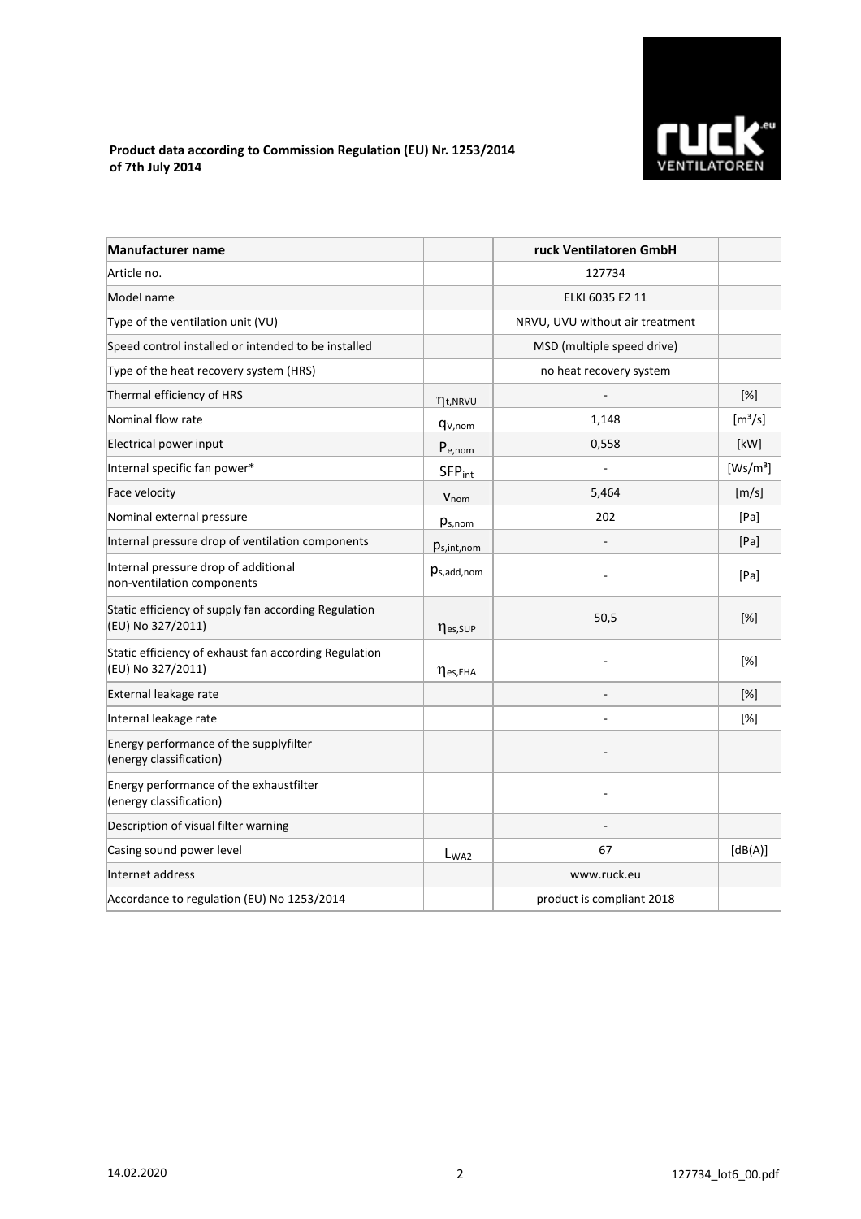**Product data according to Commission Regulation (EU) Nr. 1253/2014 of 7th July 2014**

| **Manufacturer name** | | **ruck Ventilatoren GmbH** | |
|---|---|---|---|
| Article no. | | 127734 | |
| Model name | | ELKI 6035 E2 11 | |
| Type of the ventilation unit (VU) | | NRVU, UVU without air treatment | |
| Speed control installed or intended to be installed | | MSD (multiple speed drive) | |
| Type of the heat recovery system (HRS) | | no heat recovery system | |
| Thermal efficiency of HRS | $\eta_{t,NRVU}$ | - | [%] |
| Nominal flow rate | $q_{V,nom}$ | 1,148 | [m³/s] |
| Electrical power input | $P_{e,nom}$ | 0,558 | [kW] |
| Internal specific fan power* | $SFP_{int}$ | - | [Ws/m³] |
| Face velocity | $v_{nom}$ | 5,464 | [m/s] |
| Nominal external pressure | $p_{s,nom}$ | 202 | [Pa] |
| Internal pressure drop of ventilation components | $p_{s,int,nom}$ | - | [Pa] |
| Internal pressure drop of additional non-ventilation components | $p_{s,add,nom}$ | - | [Pa] |
| Static efficiency of supply fan according Regulation (EU) No 327/2011) | $\eta_{es,SUP}$ | 50,5 | [%] |
| Static efficiency of exhaust fan according Regulation (EU) No 327/2011) | $\eta_{es,EHA}$ | - | [%] |
| External leakage rate | | - | [%] |
| Internal leakage rate | | - | [%] |
| Energy performance of the supplyfilter (energy classification) | | - | |
| Energy performance of the exhaustfilter (energy classification) | | - | |
| Description of visual filter warning | | - | |
| Casing sound power level | $L_{WA2}$ | 67 | [dB(A)] |
| Internet address | | www.ruck.eu | |
| Accordance to regulation (EU) No 1253/2014 | | product is compliant 2018 | |

14.02.2020 127734_lot6_00.pdf